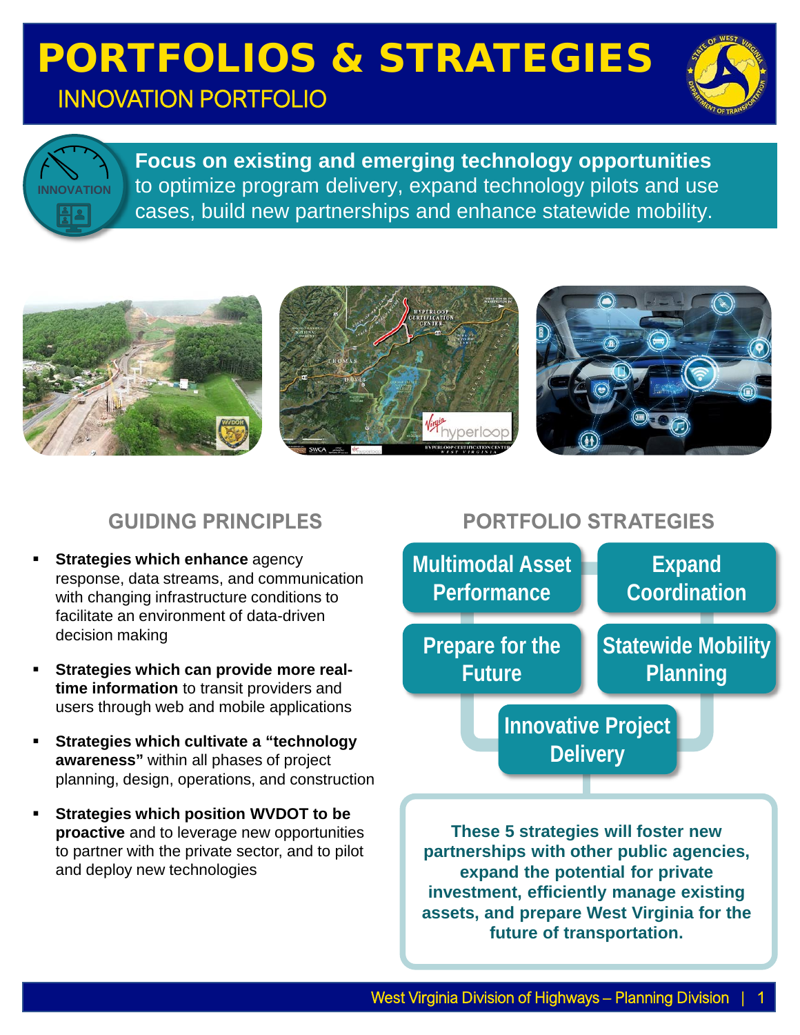# PORTFOLIOS & STRATEGIES

## INNOVATION PORTFOLIO

**Focus on existing and emerging technology opportunities** to optimize program delivery, expand technology pilots and use cases, build new partnerships and enhance statewide mobility.

### GUIDING PRINCIPLES

- **Strategies which enhance** agency response, data streams, and communication with changing infrastructure conditions to facilitate an environment of data-driven decision making
- **Strategies which can provide more real-time information** to transit providers and users through web and mobile applications
- **Strategies which cultivate a "technology awareness"** within all phases of project planning, design, operations, and construction
- **Strategies which position WVDOT to be proactive** and to leverage new opportunities to partner with the private sector, and to pilot and deploy new technologies

### PORTFOLIO STRATEGIES

- Multimodal Asset Performance
- Expand Coordination
- Prepare for the Future
- Statewide Mobility Planning
- Innovative Project Delivery

**These 5 strategies will foster new partnerships with other public agencies, expand the potential for private investment, efficiently manage existing assets, and prepare West Virginia for the future of transportation.**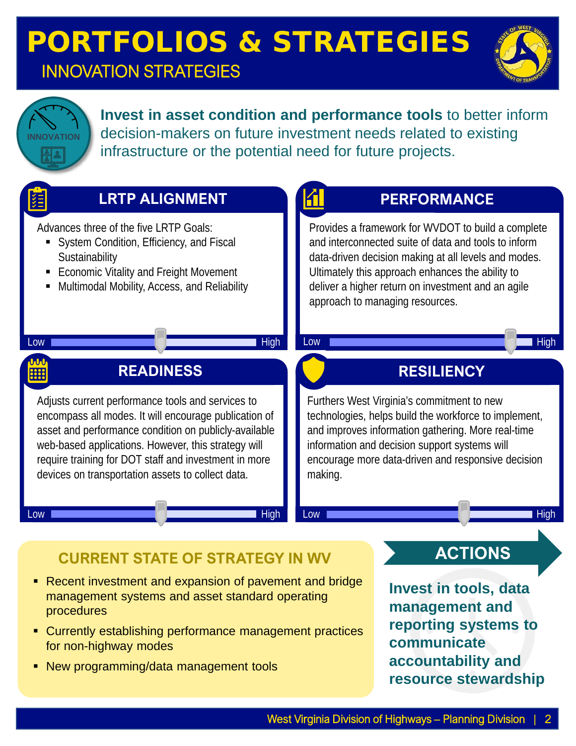# PORTFOLIOS & STRATEGIES

## INNOVATION STRATEGIES

INNOVATION

**Invest in asset condition and performance tools** to better inform decision-makers on future investment needs related to existing infrastructure or the potential need for future projects.

### LRTP ALIGNMENT

Advances three of the five LRTP Goals:

- System Condition, Efficiency, and Fiscal Sustainability
- Economic Vitality and Freight Movement
- Multimodal Mobility, Access, and Reliability

Low — High

### PERFORMANCE

Provides a framework for WVDOT to build a complete and interconnected suite of data and tools to inform data-driven decision making at all levels and modes. Ultimately this approach enhances the ability to deliver a higher return on investment and an agile approach to managing resources.

Low — High

### READINESS

Adjusts current performance tools and services to encompass all modes. It will encourage publication of asset and performance condition on publicly-available web-based applications. However, this strategy will require training for DOT staff and investment in more devices on transportation assets to collect data.

Low — High

### RESILIENCY

Furthers West Virginia's commitment to new technologies, helps build the workforce to implement, and improves information gathering. More real-time information and decision support systems will encourage more data-driven and responsive decision making.

Low — High

### CURRENT STATE OF STRATEGY IN WV

- Recent investment and expansion of pavement and bridge management systems and asset standard operating procedures
- Currently establishing performance management practices for non-highway modes
- New programming/data management tools

### ACTIONS

**Invest in tools, data management and reporting systems to communicate accountability and resource stewardship**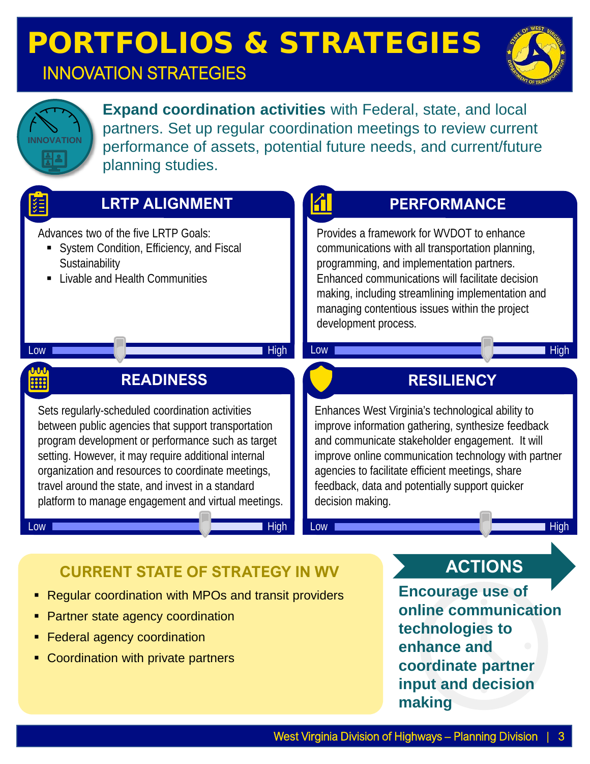# PORTFOLIOS & STRATEGIES

## INNOVATION STRATEGIES

INNOVATION

**Expand coordination activities** with Federal, state, and local partners. Set up regular coordination meetings to review current performance of assets, potential future needs, and current/future planning studies.

### LRTP ALIGNMENT

Advances two of the five LRTP Goals:

- System Condition, Efficiency, and Fiscal Sustainability
- Livable and Health Communities

Low — High

### PERFORMANCE

Provides a framework for WVDOT to enhance communications with all transportation planning, programming, and implementation partners. Enhanced communications will facilitate decision making, including streamlining implementation and managing contentious issues within the project development process.

Low — High

### READINESS

Sets regularly-scheduled coordination activities between public agencies that support transportation program development or performance such as target setting. However, it may require additional internal organization and resources to coordinate meetings, travel around the state, and invest in a standard platform to manage engagement and virtual meetings.

Low — High

### RESILIENCY

Enhances West Virginia's technological ability to improve information gathering, synthesize feedback and communicate stakeholder engagement. It will improve online communication technology with partner agencies to facilitate efficient meetings, share feedback, data and potentially support quicker decision making.

Low — High

### CURRENT STATE OF STRATEGY IN WV

- Regular coordination with MPOs and transit providers
- Partner state agency coordination
- Federal agency coordination
- Coordination with private partners

### ACTIONS

**Encourage use of online communication technologies to enhance and coordinate partner input and decision making**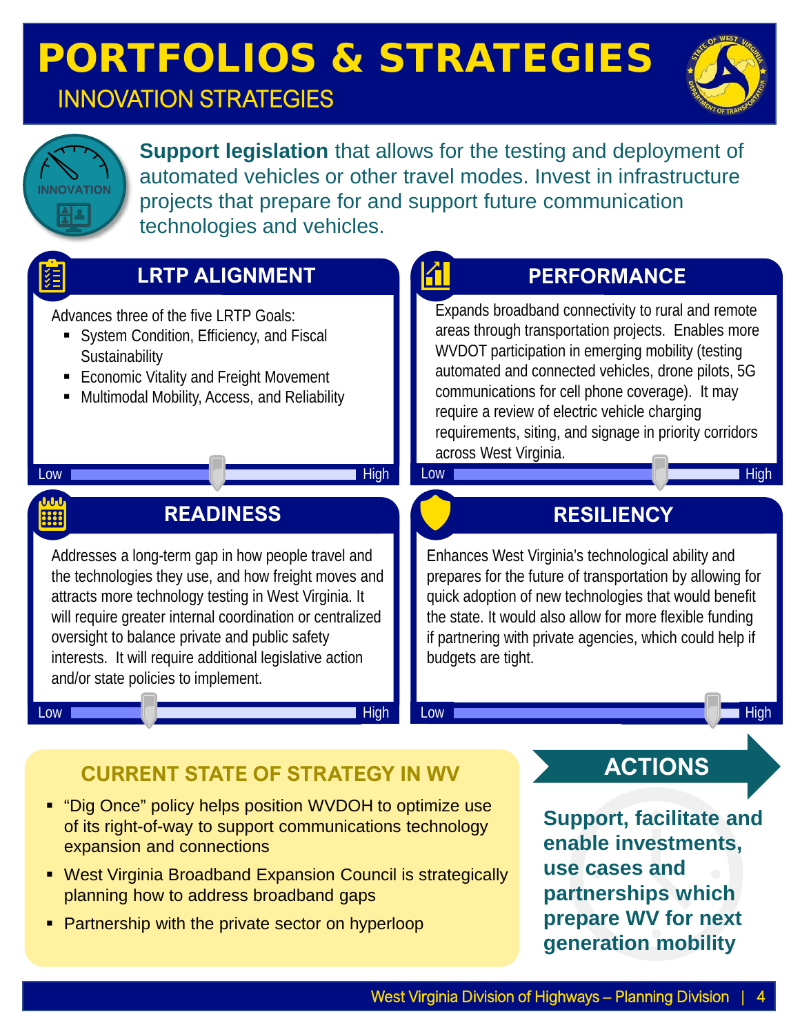# PORTFOLIOS & STRATEGIES

## INNOVATION STRATEGIES

INNOVATION

**Support legislation** that allows for the testing and deployment of automated vehicles or other travel modes. Invest in infrastructure projects that prepare for and support future communication technologies and vehicles.

### LRTP ALIGNMENT

Advances three of the five LRTP Goals:

- System Condition, Efficiency, and Fiscal Sustainability
- Economic Vitality and Freight Movement
- Multimodal Mobility, Access, and Reliability

Low — High

### PERFORMANCE

Expands broadband connectivity to rural and remote areas through transportation projects. Enables more WVDOT participation in emerging mobility (testing automated and connected vehicles, drone pilots, 5G communications for cell phone coverage). It may require a review of electric vehicle charging requirements, siting, and signage in priority corridors across West Virginia.

Low — High

### READINESS

Addresses a long-term gap in how people travel and the technologies they use, and how freight moves and attracts more technology testing in West Virginia. It will require greater internal coordination or centralized oversight to balance private and public safety interests. It will require additional legislative action and/or state policies to implement.

Low — High

### RESILIENCY

Enhances West Virginia's technological ability and prepares for the future of transportation by allowing for quick adoption of new technologies that would benefit the state. It would also allow for more flexible funding if partnering with private agencies, which could help if budgets are tight.

Low — High

### CURRENT STATE OF STRATEGY IN WV

- "Dig Once" policy helps position WVDOH to optimize use of its right-of-way to support communications technology expansion and connections
- West Virginia Broadband Expansion Council is strategically planning how to address broadband gaps
- Partnership with the private sector on hyperloop

### ACTIONS

**Support, facilitate and enable investments, use cases and partnerships which prepare WV for next generation mobility**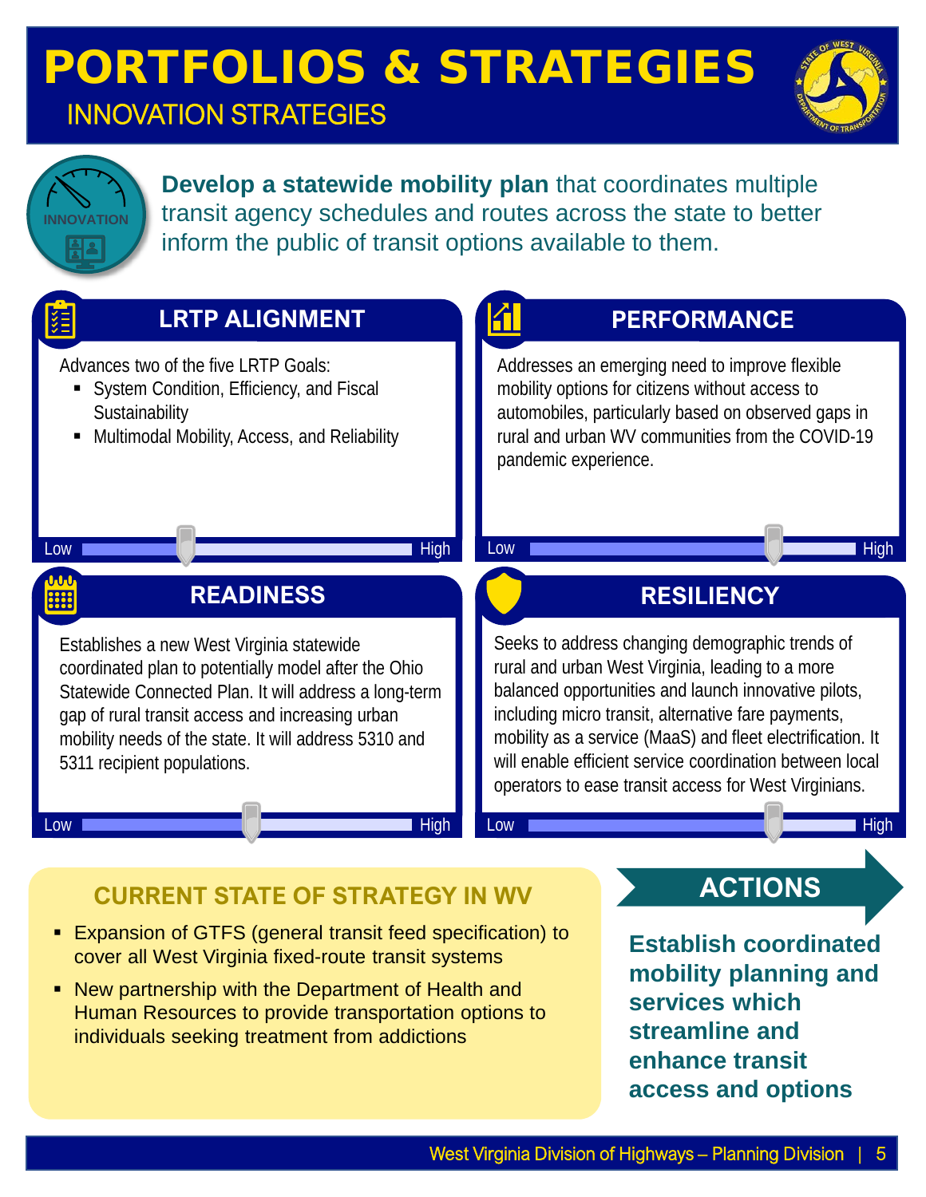# PORTFOLIOS & STRATEGIES

## INNOVATION STRATEGIES

INNOVATION

**Develop a statewide mobility plan** that coordinates multiple transit agency schedules and routes across the state to better inform the public of transit options available to them.

### LRTP ALIGNMENT

Advances two of the five LRTP Goals:

- System Condition, Efficiency, and Fiscal Sustainability
- Multimodal Mobility, Access, and Reliability

Low — High

### PERFORMANCE

Addresses an emerging need to improve flexible mobility options for citizens without access to automobiles, particularly based on observed gaps in rural and urban WV communities from the COVID-19 pandemic experience.

Low — High

### READINESS

Establishes a new West Virginia statewide coordinated plan to potentially model after the Ohio Statewide Connected Plan. It will address a long-term gap of rural transit access and increasing urban mobility needs of the state. It will address 5310 and 5311 recipient populations.

Low — High

### RESILIENCY

Seeks to address changing demographic trends of rural and urban West Virginia, leading to a more balanced opportunities and launch innovative pilots, including micro transit, alternative fare payments, mobility as a service (MaaS) and fleet electrification. It will enable efficient service coordination between local operators to ease transit access for West Virginians.

Low — High

### CURRENT STATE OF STRATEGY IN WV

- Expansion of GTFS (general transit feed specification) to cover all West Virginia fixed-route transit systems
- New partnership with the Department of Health and Human Resources to provide transportation options to individuals seeking treatment from addictions

### ACTIONS

**Establish coordinated mobility planning and services which streamline and enhance transit access and options**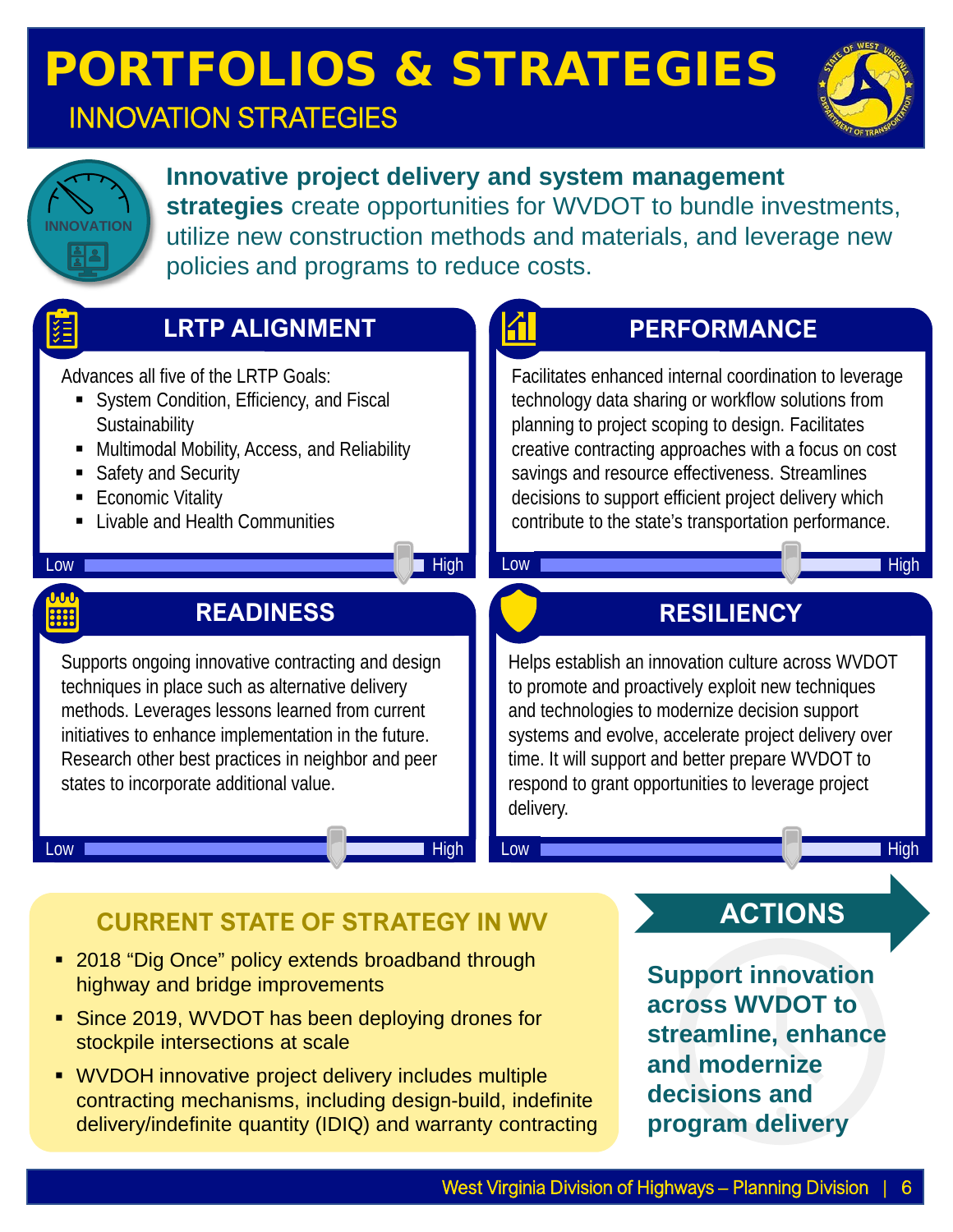# PORTFOLIOS & STRATEGIES

## INNOVATION STRATEGIES

INNOVATION

**Innovative project delivery and system management strategies** create opportunities for WVDOT to bundle investments, utilize new construction methods and materials, and leverage new policies and programs to reduce costs.

### LRTP ALIGNMENT

Advances all five of the LRTP Goals:

- System Condition, Efficiency, and Fiscal Sustainability
- Multimodal Mobility, Access, and Reliability
- Safety and Security
- Economic Vitality
- Livable and Health Communities

Low High

### PERFORMANCE

Facilitates enhanced internal coordination to leverage technology data sharing or workflow solutions from planning to project scoping to design. Facilitates creative contracting approaches with a focus on cost savings and resource effectiveness. Streamlines decisions to support efficient project delivery which contribute to the state's transportation performance.

Low High

### READINESS

Supports ongoing innovative contracting and design techniques in place such as alternative delivery methods. Leverages lessons learned from current initiatives to enhance implementation in the future. Research other best practices in neighbor and peer states to incorporate additional value.

Low High

### RESILIENCY

Helps establish an innovation culture across WVDOT to promote and proactively exploit new techniques and technologies to modernize decision support systems and evolve, accelerate project delivery over time. It will support and better prepare WVDOT to respond to grant opportunities to leverage project delivery.

Low High

### CURRENT STATE OF STRATEGY IN WV

- 2018 "Dig Once" policy extends broadband through highway and bridge improvements
- Since 2019, WVDOT has been deploying drones for stockpile intersections at scale
- WVDOH innovative project delivery includes multiple contracting mechanisms, including design-build, indefinite delivery/indefinite quantity (IDIQ) and warranty contracting

### ACTIONS

**Support innovation across WVDOT to streamline, enhance and modernize decisions and program delivery**